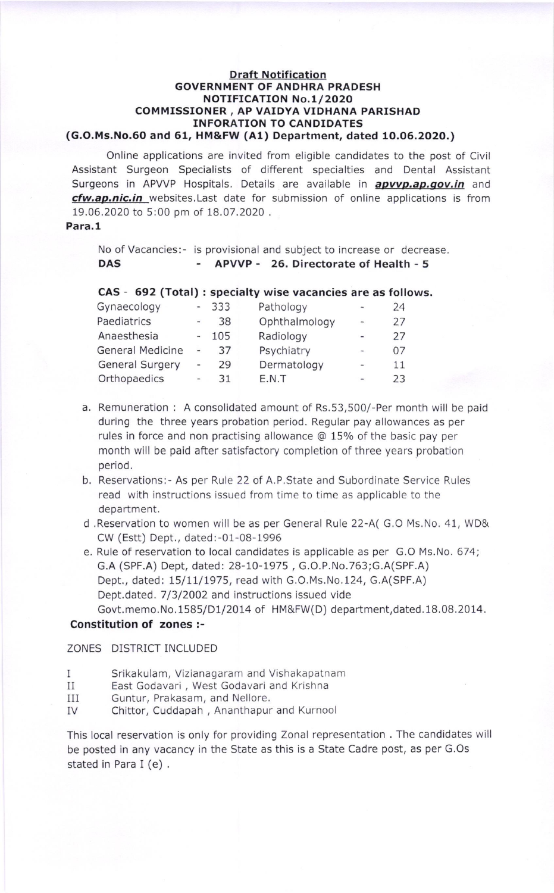**Draft Notification**

**GOVERNMENT OF ANDHRA PRADESH**

**NOTIFICATION No.1/2020**

**COMMISSIONER , AP VAIDYA VIDHANA PARISHAD**

**INFORATION TO CANDIDATES**

**(G.O.Ms.No.60 and 61, HM&FW (A1) Department, dated 10.06.2020.)**

Online applications are invited from eligible candidates to the post of Civil Assistant Surgeon Specialists of different specialties and Dental Assistant Surgeons in APVVP Hospitals. Details are available in ***apvvp.ap.gov.in*** and ***cfw.ap.nic.in*** websites.Last date for submission of online applications is from 19.06.2020 to 5:00 pm of 18.07.2020 .

**Para.1**

No of Vacancies:- is provisional and subject to increase or decrease.

**DAS - APVVP - 26. Directorate of Health - 5**

**CAS - 692 (Total) : specialty wise vacancies are as follows.**

| | | | |
|---|---|---|---|
| Gynaecology | - 333 | Pathology | - 24 |
| Paediatrics | - 38 | Ophthalmology | - 27 |
| Anaesthesia | - 105 | Radiology | - 27 |
| General Medicine | - 37 | Psychiatry | - 07 |
| General Surgery | - 29 | Dermatology | - 11 |
| Orthopaedics | - 31 | E.N.T | - 23 |

a. Remuneration : A consolidated amount of Rs.53,500/-Per month will be paid during the three years probation period. Regular pay allowances as per rules in force and non practising allowance @ 15% of the basic pay per month will be paid after satisfactory completion of three years probation period.

b. Reservations:- As per Rule 22 of A.P.State and Subordinate Service Rules read with instructions issued from time to time as applicable to the department.

d .Reservation to women will be as per General Rule 22-A( G.O Ms.No. 41, WD& CW (Estt) Dept., dated:-01-08-1996

e. Rule of reservation to local candidates is applicable as per G.O Ms.No. 674; G.A (SPF.A) Dept, dated: 28-10-1975 , G.O.P.No.763;G.A(SPF.A) Dept., dated: 15/11/1975, read with G.O.Ms.No.124, G.A(SPF.A) Dept.dated. 7/3/2002 and instructions issued vide Govt.memo.No.1585/D1/2014 of HM&FW(D) department,dated.18.08.2014.

**Constitution of zones :-**

| ZONES | DISTRICT INCLUDED |
|---|---|
| I | Srikakulam, Vizianagaram and Vishakapatnam |
| II | East Godavari , West Godavari and Krishna |
| III | Guntur, Prakasam, and Nellore. |
| IV | Chittor, Cuddapah , Ananthapur and Kurnool |

This local reservation is only for providing Zonal representation . The candidates will be posted in any vacancy in the State as this is a State Cadre post, as per G.Os stated in Para I (e) .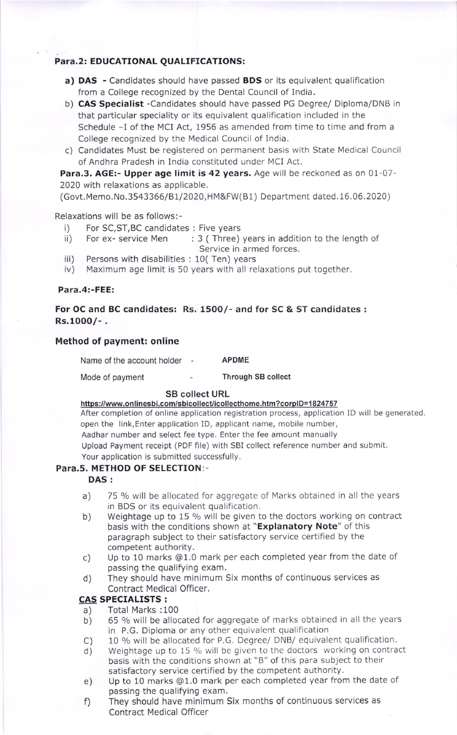**Para.2: EDUCATIONAL QUALIFICATIONS:**

a) **DAS** - Candidates should have passed **BDS** or its equivalent qualification from a College recognized by the Dental Council of India.

b) **CAS Specialist** -Candidates should have passed PG Degree/ Diploma/DNB in that particular speciality or its equivalent qualification included in the Schedule –I of the MCI Act, 1956 as amended from time to time and from a College recognized by the Medical Council of India.

c) Candidates Must be registered on permanent basis with State Medical Council of Andhra Pradesh in India constituted under MCI Act.

**Para.3. AGE:- Upper age limit is 42 years.** Age will be reckoned as on 01-07-2020 with relaxations as applicable.
(Govt.Memo.No.3543366/B1/2020,HM&FW(B1) Department dated.16.06.2020)

Relaxations will be as follows:-

i) For SC,ST,BC candidates : Five years
ii) For ex- service Men : 3 ( Three) years in addition to the length of Service in armed forces.
iii) Persons with disabilities : 10( Ten) years
iv) Maximum age limit is 50 years with all relaxations put together.

**Para.4:-FEE:**

**For OC and BC candidates: Rs. 1500/- and for SC & ST candidates : Rs.1000/- .**

**Method of payment: online**

Name of the account holder - **APDME**

Mode of payment - **Through SB collect**

**SB collect URL**

**https://www.onlinesbi.com/sbicollect/icollecthome.htm?corpID=1824757**

After completion of online application registration process, application ID will be generated.
open the link,Enter application ID, applicant name, mobile number,
Aadhar number and select fee type. Enter the fee amount manually
Upload Payment receipt (PDF file) with SBI collect reference number and submit.
Your application is submitted successfully.

**Para.5. METHOD OF SELECTION:-**

**DAS :**

a) 75 % will be allocated for aggregate of Marks obtained in all the years in BDS or its equivalent qualification.
b) Weightage up to 15 % will be given to the doctors working on contract basis with the conditions shown at "**Explanatory Note**" of this paragraph subject to their satisfactory service certified by the competent authority.
c) Up to 10 marks @1.0 mark per each completed year from the date of passing the qualifying exam.
d) They should have minimum Six months of continuous services as Contract Medical Officer.

**CAS SPECIALISTS :**

a) Total Marks :100
b) 65 % will be allocated for aggregate of marks obtained in all the years in P.G. Diploma or any other equivalent qualification
C) 10 % will be allocated for P.G. Degree/ DNB/ equivalent qualification.
d) Weightage up to 15 % will be given to the doctors working on contract basis with the conditions shown at "B" of this para subject to their satisfactory service certified by the competent authority.
e) Up to 10 marks @1.0 mark per each completed year from the date of passing the qualifying exam.
f) They should have minimum Six months of continuous services as Contract Medical Officer